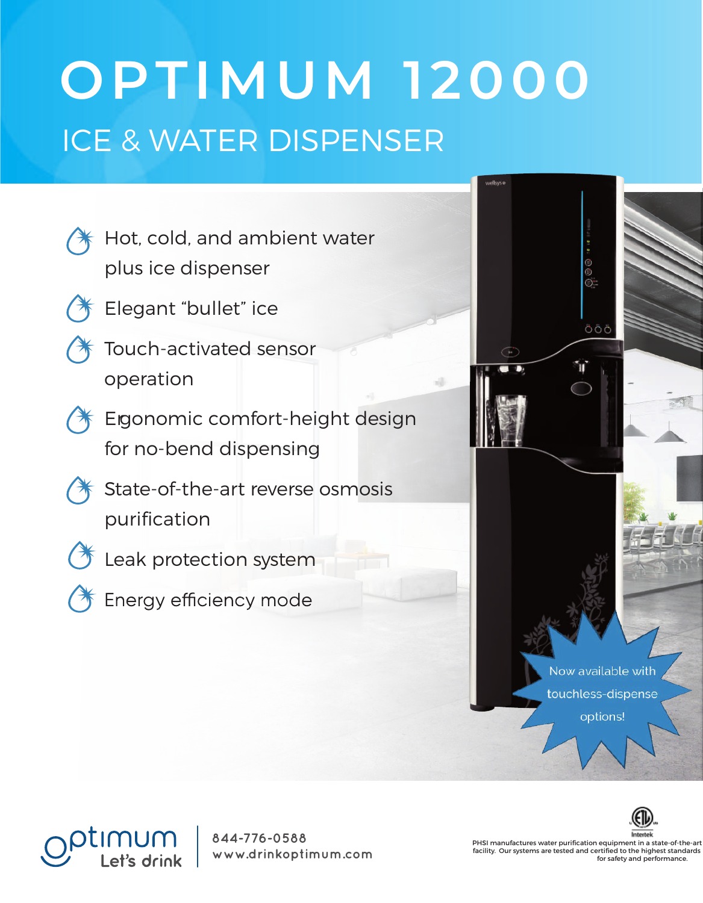# OPTIMUM 12000

## ICE & WATER DISPENSER

- Hot, cold, and ambient water plus ice dispenser
- Elegant "bullet" ice
- Touch-activated sensor operation
- Ergonomic comfort-height design for no-bend dispensing
- State-of-the-art reverse osmosis purification
- Leak protection system
- Energy efficiency mode

Now available with touchless-dispense options!

optimum Let's drink

844-776-0588
www.drinkoptimum.com

Intertek

PHSI manufactures water purification equipment in a state-of-the-art facility. Our systems are tested and certified to the highest standards for safety and performance.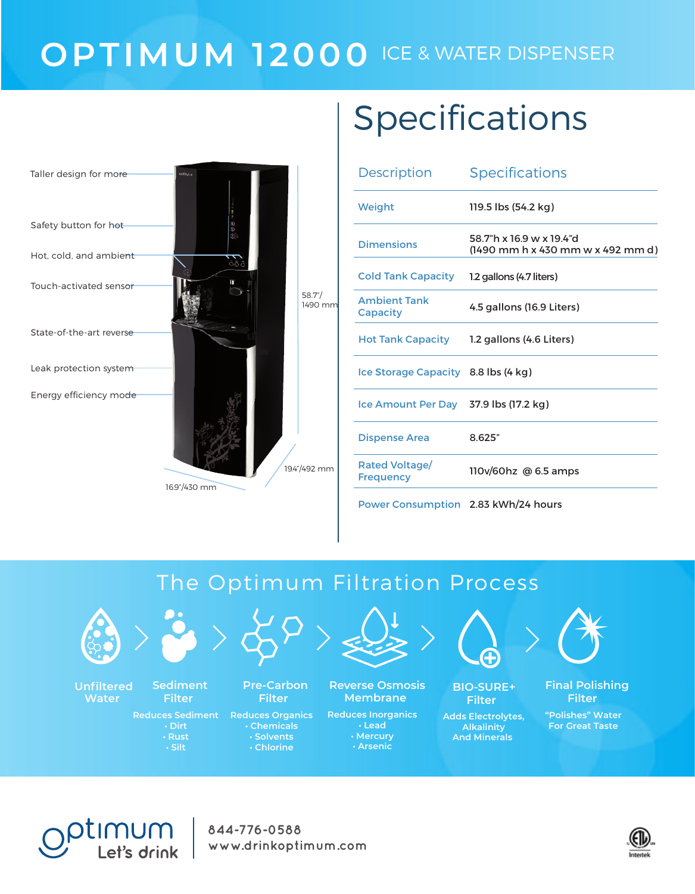# OPTIMUM 12000 ICE & WATER DISPENSER

Taller design for more

Safety button for hot

Hot, cold, and ambient

Touch-activated sensor

State-of-the-art reverse

Leak protection system

Energy efficiency mode

58.7"/ 1490 mm

19.4"/492 mm

16.9"/430 mm

## Specifications

| Description | Specifications |
|---|---|
| Weight | 119.5 lbs (54.2 kg) |
| Dimensions | 58.7"h x 16.9 w x 19.4"d (1490 mm h x 430 mm w x 492 mm d) |
| Cold Tank Capacity | 1.2 gallons (4.7 liters) |
| Ambient Tank Capacity | 4.5 gallons (16.9 Liters) |
| Hot Tank Capacity | 1.2 gallons (4.6 Liters) |
| Ice Storage Capacity | 8.8 lbs (4 kg) |
| Ice Amount Per Day | 37.9 lbs (17.2 kg) |
| Dispense Area | 8.625" |
| Rated Voltage/ Frequency | 110v/60hz @ 6.5 amps |
| Power Consumption | 2.83 kWh/24 hours |

## The Optimum Filtration Process

**Unfiltered Water** > **Sediment Filter** > **Pre-Carbon Filter** > **Reverse Osmosis Membrane** > **BIO-SURE+ Filter** > **Final Polishing Filter**

**Sediment Filter**
Reduces Sediment
- Dirt
- Rust
- Silt

**Pre-Carbon Filter**
Reduces Organics
- Chemicals
- Solvents
- Chlorine

**Reverse Osmosis Membrane**
Reduces Inorganics
- Lead
- Mercury
- Arsenic

**BIO-SURE+ Filter**
Adds Electrolytes, Alkalinity And Minerals

**Final Polishing Filter**
"Polishes" Water For Great Taste

optimum Let's drink

844-776-0588
www.drinkoptimum.com

Intertek